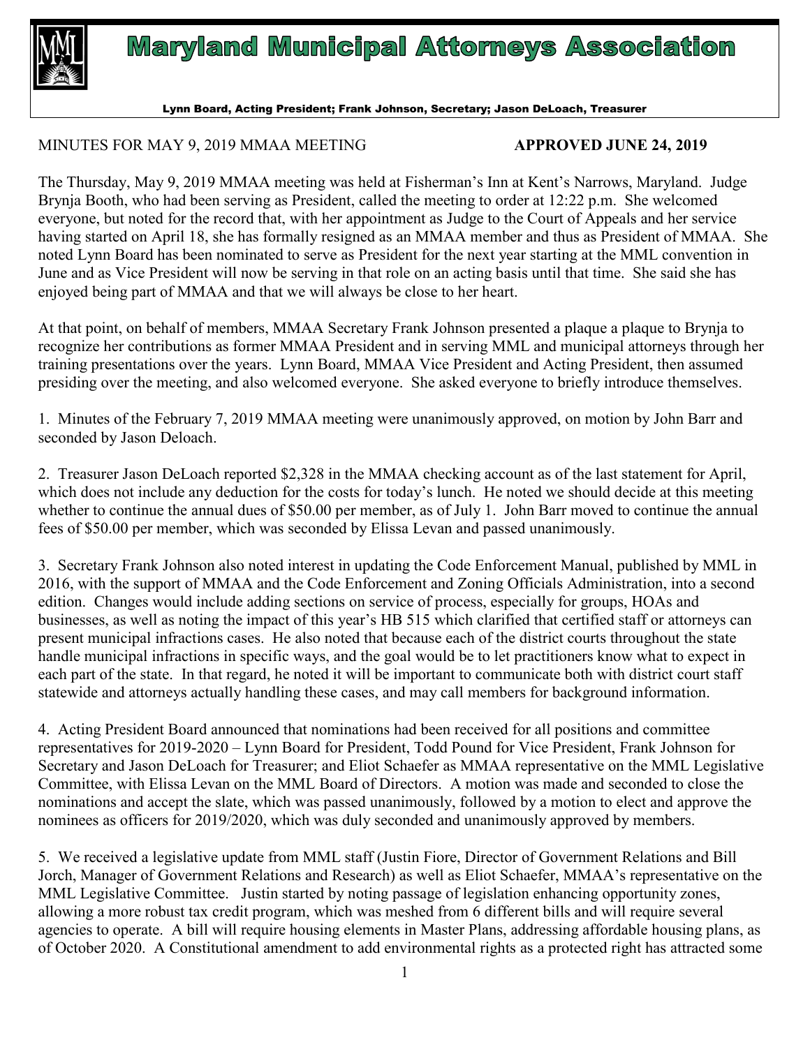# Maryland Municipal Attorneys Association

Lynn Board, Acting President; Frank Johnson, Secretary; Jason DeLoach, Treasurer

MINUTES FOR MAY 9, 2019 MMAA MEETING **APPROVED JUNE 24, 2019**

The Thursday, May 9, 2019 MMAA meeting was held at Fisherman's Inn at Kent's Narrows, Maryland. Judge Brynja Booth, who had been serving as President, called the meeting to order at 12:22 p.m. She welcomed everyone, but noted for the record that, with her appointment as Judge to the Court of Appeals and her service having started on April 18, she has formally resigned as an MMAA member and thus as President of MMAA. She noted Lynn Board has been nominated to serve as President for the next year starting at the MML convention in June and as Vice President will now be serving in that role on an acting basis until that time. She said she has enjoyed being part of MMAA and that we will always be close to her heart.

At that point, on behalf of members, MMAA Secretary Frank Johnson presented a plaque a plaque to Brynja to recognize her contributions as former MMAA President and in serving MML and municipal attorneys through her training presentations over the years. Lynn Board, MMAA Vice President and Acting President, then assumed presiding over the meeting, and also welcomed everyone. She asked everyone to briefly introduce themselves.

1. Minutes of the February 7, 2019 MMAA meeting were unanimously approved, on motion by John Barr and seconded by Jason Deloach.

2. Treasurer Jason DeLoach reported $2,328 in the MMAA checking account as of the last statement for April, which does not include any deduction for the costs for today's lunch. He noted we should decide at this meeting whether to continue the annual dues of $50.00 per member, as of July 1. John Barr moved to continue the annual fees of $50.00 per member, which was seconded by Elissa Levan and passed unanimously.

3. Secretary Frank Johnson also noted interest in updating the Code Enforcement Manual, published by MML in 2016, with the support of MMAA and the Code Enforcement and Zoning Officials Administration, into a second edition. Changes would include adding sections on service of process, especially for groups, HOAs and businesses, as well as noting the impact of this year's HB 515 which clarified that certified staff or attorneys can present municipal infractions cases. He also noted that because each of the district courts throughout the state handle municipal infractions in specific ways, and the goal would be to let practitioners know what to expect in each part of the state. In that regard, he noted it will be important to communicate both with district court staff statewide and attorneys actually handling these cases, and may call members for background information.

4. Acting President Board announced that nominations had been received for all positions and committee representatives for 2019-2020 – Lynn Board for President, Todd Pound for Vice President, Frank Johnson for Secretary and Jason DeLoach for Treasurer; and Eliot Schaefer as MMAA representative on the MML Legislative Committee, with Elissa Levan on the MML Board of Directors. A motion was made and seconded to close the nominations and accept the slate, which was passed unanimously, followed by a motion to elect and approve the nominees as officers for 2019/2020, which was duly seconded and unanimously approved by members.

5. We received a legislative update from MML staff (Justin Fiore, Director of Government Relations and Bill Jorch, Manager of Government Relations and Research) as well as Eliot Schaefer, MMAA's representative on the MML Legislative Committee. Justin started by noting passage of legislation enhancing opportunity zones, allowing a more robust tax credit program, which was meshed from 6 different bills and will require several agencies to operate. A bill will require housing elements in Master Plans, addressing affordable housing plans, as of October 2020. A Constitutional amendment to add environmental rights as a protected right has attracted some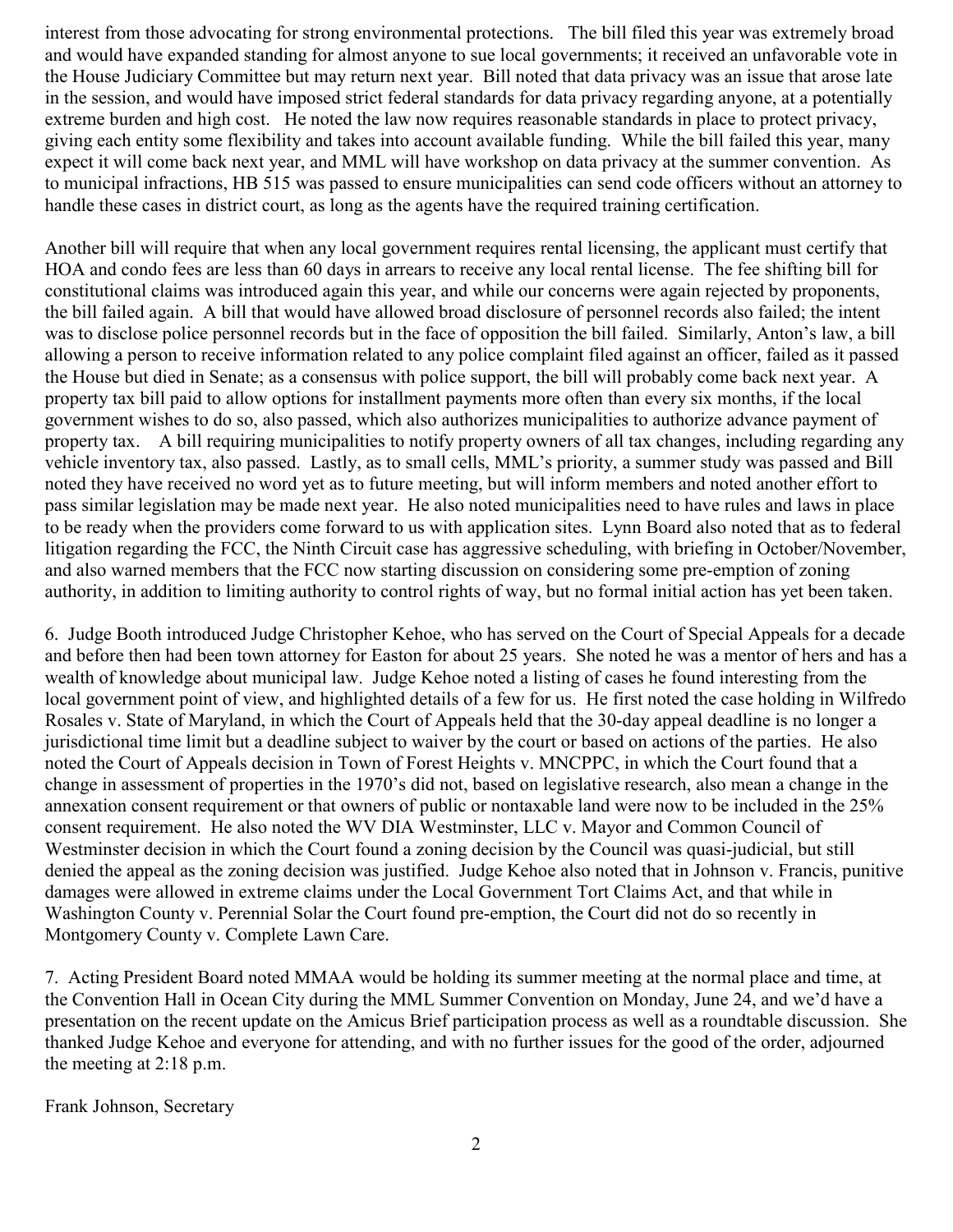interest from those advocating for strong environmental protections. The bill filed this year was extremely broad and would have expanded standing for almost anyone to sue local governments; it received an unfavorable vote in the House Judiciary Committee but may return next year. Bill noted that data privacy was an issue that arose late in the session, and would have imposed strict federal standards for data privacy regarding anyone, at a potentially extreme burden and high cost. He noted the law now requires reasonable standards in place to protect privacy, giving each entity some flexibility and takes into account available funding. While the bill failed this year, many expect it will come back next year, and MML will have workshop on data privacy at the summer convention. As to municipal infractions, HB 515 was passed to ensure municipalities can send code officers without an attorney to handle these cases in district court, as long as the agents have the required training certification.

Another bill will require that when any local government requires rental licensing, the applicant must certify that HOA and condo fees are less than 60 days in arrears to receive any local rental license. The fee shifting bill for constitutional claims was introduced again this year, and while our concerns were again rejected by proponents, the bill failed again. A bill that would have allowed broad disclosure of personnel records also failed; the intent was to disclose police personnel records but in the face of opposition the bill failed. Similarly, Anton's law, a bill allowing a person to receive information related to any police complaint filed against an officer, failed as it passed the House but died in Senate; as a consensus with police support, the bill will probably come back next year. A property tax bill paid to allow options for installment payments more often than every six months, if the local government wishes to do so, also passed, which also authorizes municipalities to authorize advance payment of property tax. A bill requiring municipalities to notify property owners of all tax changes, including regarding any vehicle inventory tax, also passed. Lastly, as to small cells, MML's priority, a summer study was passed and Bill noted they have received no word yet as to future meeting, but will inform members and noted another effort to pass similar legislation may be made next year. He also noted municipalities need to have rules and laws in place to be ready when the providers come forward to us with application sites. Lynn Board also noted that as to federal litigation regarding the FCC, the Ninth Circuit case has aggressive scheduling, with briefing in October/November, and also warned members that the FCC now starting discussion on considering some pre-emption of zoning authority, in addition to limiting authority to control rights of way, but no formal initial action has yet been taken.

6. Judge Booth introduced Judge Christopher Kehoe, who has served on the Court of Special Appeals for a decade and before then had been town attorney for Easton for about 25 years. She noted he was a mentor of hers and has a wealth of knowledge about municipal law. Judge Kehoe noted a listing of cases he found interesting from the local government point of view, and highlighted details of a few for us. He first noted the case holding in Wilfredo Rosales v. State of Maryland, in which the Court of Appeals held that the 30-day appeal deadline is no longer a jurisdictional time limit but a deadline subject to waiver by the court or based on actions of the parties. He also noted the Court of Appeals decision in Town of Forest Heights v. MNCPPC, in which the Court found that a change in assessment of properties in the 1970's did not, based on legislative research, also mean a change in the annexation consent requirement or that owners of public or nontaxable land were now to be included in the 25% consent requirement. He also noted the WV DIA Westminster, LLC v. Mayor and Common Council of Westminster decision in which the Court found a zoning decision by the Council was quasi-judicial, but still denied the appeal as the zoning decision was justified. Judge Kehoe also noted that in Johnson v. Francis, punitive damages were allowed in extreme claims under the Local Government Tort Claims Act, and that while in Washington County v. Perennial Solar the Court found pre-emption, the Court did not do so recently in Montgomery County v. Complete Lawn Care.

7. Acting President Board noted MMAA would be holding its summer meeting at the normal place and time, at the Convention Hall in Ocean City during the MML Summer Convention on Monday, June 24, and we'd have a presentation on the recent update on the Amicus Brief participation process as well as a roundtable discussion. She thanked Judge Kehoe and everyone for attending, and with no further issues for the good of the order, adjourned the meeting at 2:18 p.m.

Frank Johnson, Secretary